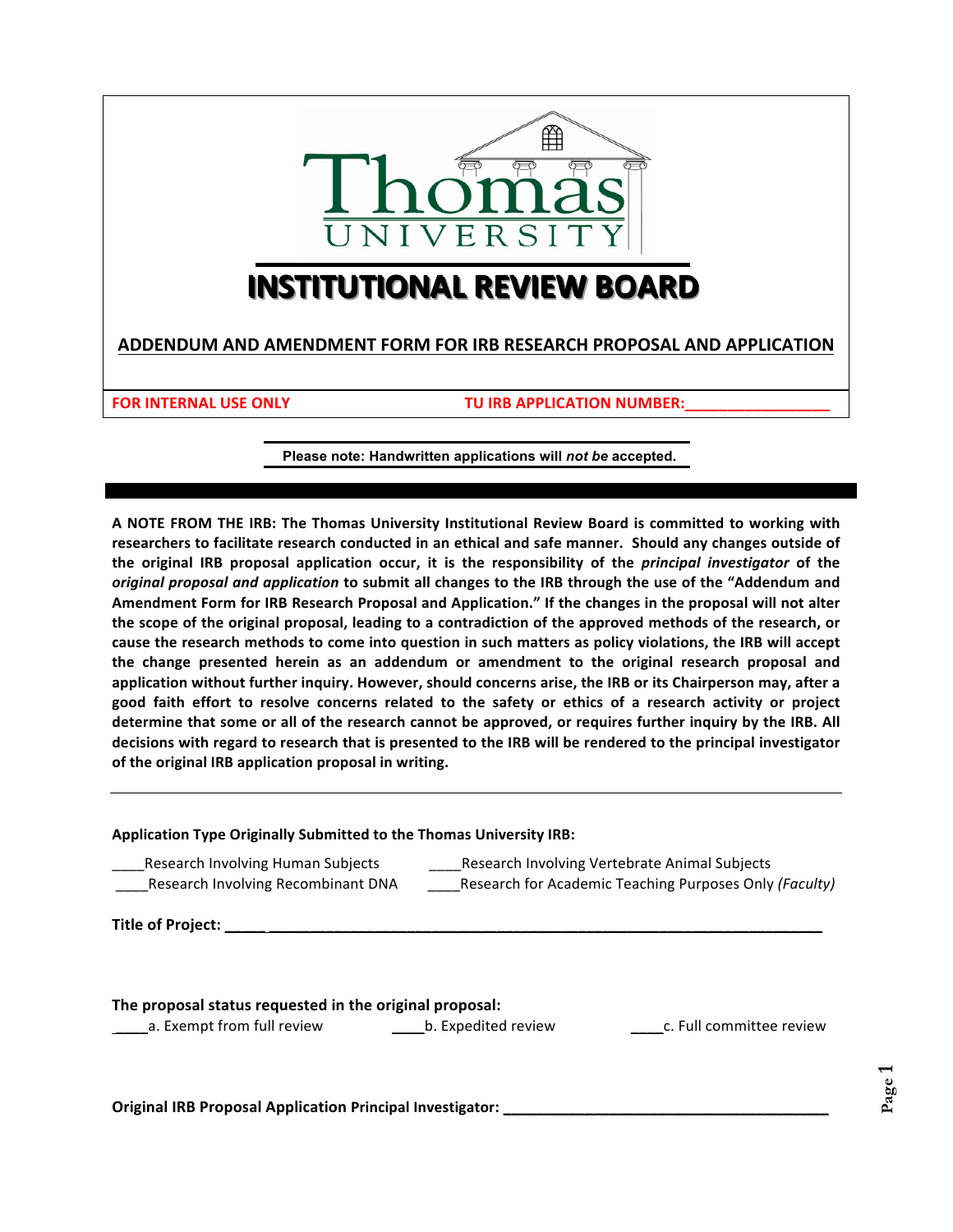# Thomas University

# INSTITUTIONAL REVIEW BOARD

## ADDENDUM AND AMENDMENT FORM FOR IRB RESEARCH PROPOSAL AND APPLICATION

**FOR INTERNAL USE ONLY** **TU IRB APPLICATION NUMBER:________________**

**Please note: Handwritten applications will *not be* accepted.**

**A NOTE FROM THE IRB: The Thomas University Institutional Review Board is committed to working with researchers to facilitate research conducted in an ethical and safe manner. Should any changes outside of the original IRB proposal application occur, it is the responsibility of the *principal investigator* of the *original proposal and application* to submit all changes to the IRB through the use of the "Addendum and Amendment Form for IRB Research Proposal and Application." If the changes in the proposal will not alter the scope of the original proposal, leading to a contradiction of the approved methods of the research, or cause the research methods to come into question in such matters as policy violations, the IRB will accept the change presented herein as an addendum or amendment to the original research proposal and application without further inquiry. However, should concerns arise, the IRB or its Chairperson may, after a good faith effort to resolve concerns related to the safety or ethics of a research activity or project determine that some or all of the research cannot be approved, or requires further inquiry by the IRB. All decisions with regard to research that is presented to the IRB will be rendered to the principal investigator of the original IRB application proposal in writing.**

---

**Application Type Originally Submitted to the Thomas University IRB:**

____Research Involving Human Subjects
____Research Involving Vertebrate Animal Subjects
____Research Involving Recombinant DNA
____Research for Academic Teaching Purposes Only *(Faculty)*

**Title of Project: ______________________________________________________________________**

**The proposal status requested in the original proposal:**

____a. Exempt from full review ____b. Expedited review ____c. Full committee review

**Original IRB Proposal Application Principal Investigator: ________________________________________**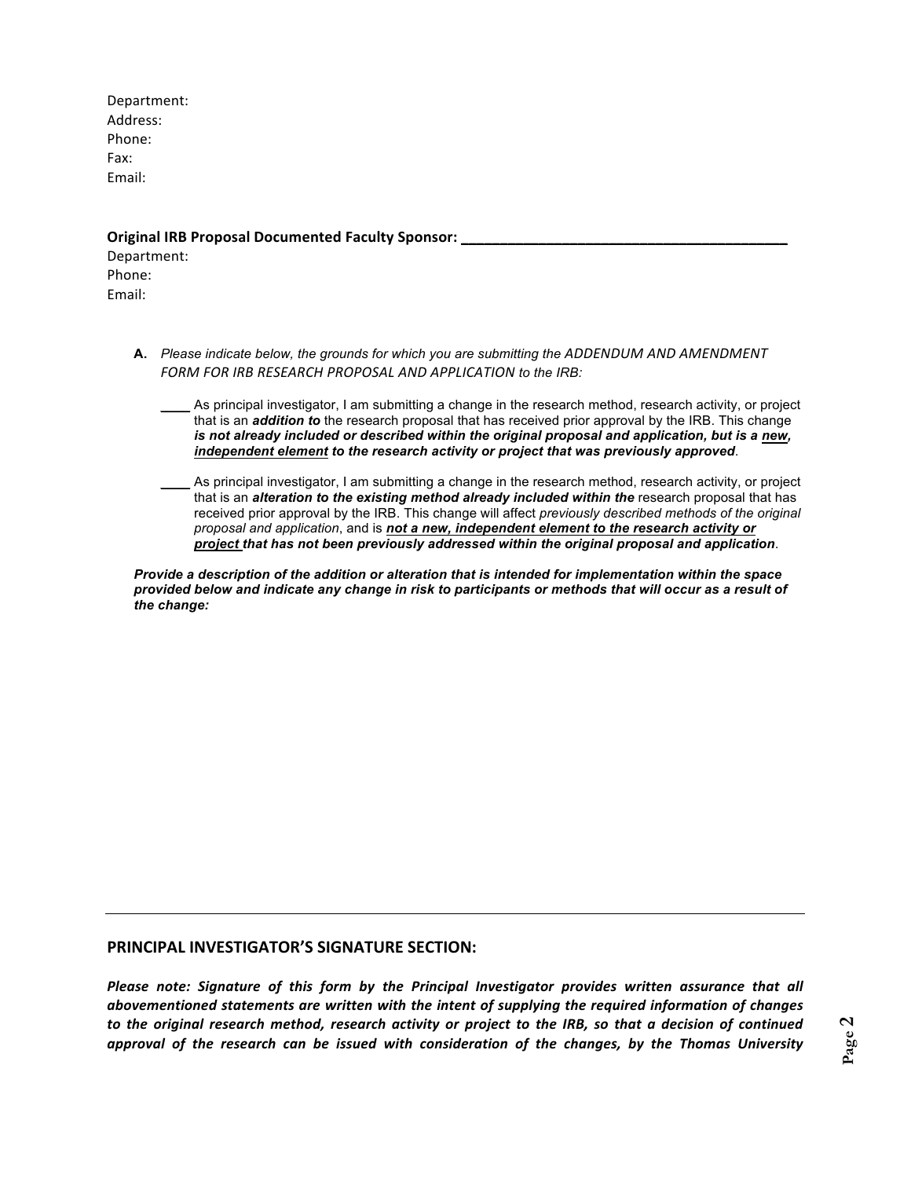Department:
Address:
Phone:
Fax:
Email:

**Original IRB Proposal Documented Faculty Sponsor: ___________________________________________**
Department:
Phone:
Email:

**A.** *Please indicate below, the grounds for which you are submitting the ADDENDUM AND AMENDMENT FORM FOR IRB RESEARCH PROPOSAL AND APPLICATION to the IRB:*

____ As principal investigator, I am submitting a change in the research method, research activity, or project that is an ***addition to*** the research proposal that has received prior approval by the IRB. This change ***is not already included or described within the original proposal and application, but is a <u>new, independent element</u> to the research activity or project that was previously approved***.

____ As principal investigator, I am submitting a change in the research method, research activity, or project that is an ***alteration to the existing method already included within the*** research proposal that has received prior approval by the IRB. This change will affect *previously described methods of the original proposal and application*, and is ***<u>not a new, independent element to the research activity or project</u> that has not been previously addressed within the original proposal and application***.

***Provide a description of the addition or alteration that is intended for implementation within the space provided below and indicate any change in risk to participants or methods that will occur as a result of the change:***

---

## PRINCIPAL INVESTIGATOR'S SIGNATURE SECTION:

***Please note: Signature of this form by the Principal Investigator provides written assurance that all abovementioned statements are written with the intent of supplying the required information of changes to the original research method, research activity or project to the IRB, so that a decision of continued approval of the research can be issued with consideration of the changes, by the Thomas University***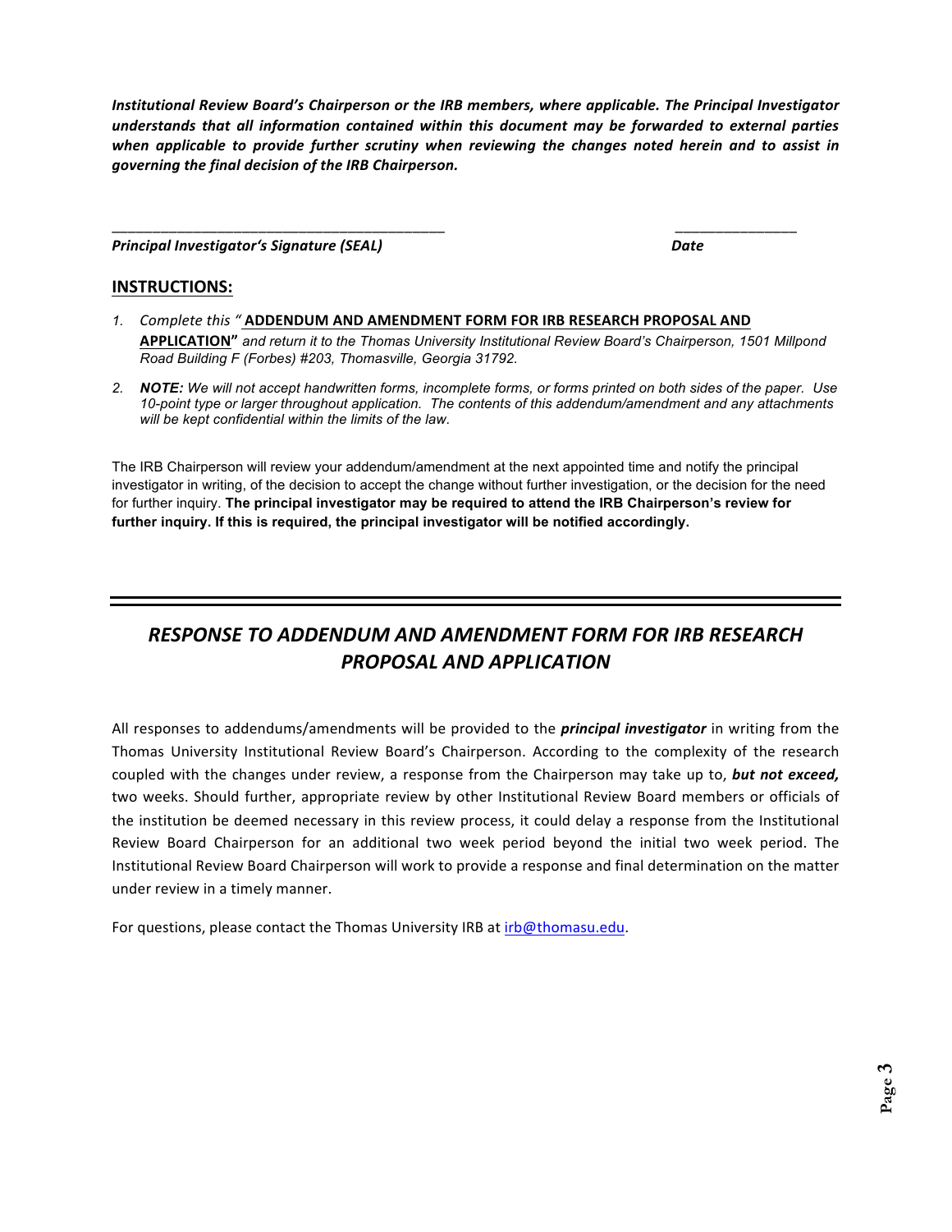***Institutional Review Board's Chairperson or the IRB members, where applicable. The Principal Investigator understands that all information contained within this document may be forwarded to external parties when applicable to provide further scrutiny when reviewing the changes noted herein and to assist in governing the final decision of the IRB Chairperson.***

___________________________________________ _______________

***Principal Investigator's Signature (SEAL)*** ***Date***

## INSTRUCTIONS:

1. *Complete this "* **ADDENDUM AND AMENDMENT FORM FOR IRB RESEARCH PROPOSAL AND APPLICATION"** *and return it to the Thomas University Institutional Review Board's Chairperson, 1501 Millpond Road Building F (Forbes) #203, Thomasville, Georgia 31792.*
2. ***NOTE:*** *We will not accept handwritten forms, incomplete forms, or forms printed on both sides of the paper. Use 10-point type or larger throughout application. The contents of this addendum/amendment and any attachments will be kept confidential within the limits of the law.*

The IRB Chairperson will review your addendum/amendment at the next appointed time and notify the principal investigator in writing, of the decision to accept the change without further investigation, or the decision for the need for further inquiry. **The principal investigator may be required to attend the IRB Chairperson's review for further inquiry. If this is required, the principal investigator will be notified accordingly.**

---

## *RESPONSE TO ADDENDUM AND AMENDMENT FORM FOR IRB RESEARCH PROPOSAL AND APPLICATION*

All responses to addendums/amendments will be provided to the ***principal investigator*** in writing from the Thomas University Institutional Review Board's Chairperson. According to the complexity of the research coupled with the changes under review, a response from the Chairperson may take up to, ***but not exceed,*** two weeks. Should further, appropriate review by other Institutional Review Board members or officials of the institution be deemed necessary in this review process, it could delay a response from the Institutional Review Board Chairperson for an additional two week period beyond the initial two week period. The Institutional Review Board Chairperson will work to provide a response and final determination on the matter under review in a timely manner.

For questions, please contact the Thomas University IRB at irb@thomasu.edu.